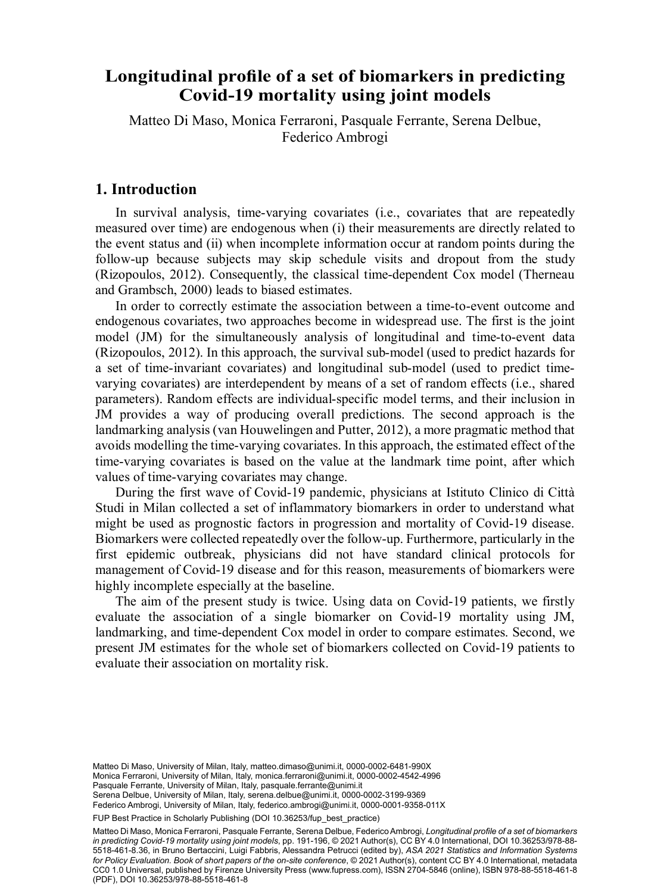# Longitudinal profile of a set of biomarkers in predicting Covid-19 mortality using joint models

Matteo Di Maso, Monica Ferraroni, Pasquale Ferrante, Serena Delbue, Federico Ambrogi

## 1. Introduction

In survival analysis, time-varying covariates (i.e., covariates that are repeatedly measured over time) are endogenous when (i) their measurements are directly related to the event status and (ii) when incomplete information occur at random points during the follow-up because subjects may skip schedule visits and dropout from the study (Rizopoulos, 2012). Consequently, the classical time-dependent Cox model (Therneau and Grambsch, 2000) leads to biased estimates.

In order to correctly estimate the association between a time-to-event outcome and endogenous covariates, two approaches become in widespread use. The first is the joint model (JM) for the simultaneously analysis of longitudinal and time-to-event data (Rizopoulos, 2012). In this approach, the survival sub-model (used to predict hazards for a set of time-invariant covariates) and longitudinal sub-model (used to predict time-varying covariates) are interdependent by means of a set of random effects (i.e., shared parameters). Random effects are individual-specific model terms, and their inclusion in JM provides a way of producing overall predictions. The second approach is the landmarking analysis (van Houwelingen and Putter, 2012), a more pragmatic method that avoids modelling the time-varying covariates. In this approach, the estimated effect of the time-varying covariates is based on the value at the landmark time point, after which values of time-varying covariates may change.

During the first wave of Covid-19 pandemic, physicians at Istituto Clinico di Città Studi in Milan collected a set of inflammatory biomarkers in order to understand what might be used as prognostic factors in progression and mortality of Covid-19 disease. Biomarkers were collected repeatedly over the follow-up. Furthermore, particularly in the first epidemic outbreak, physicians did not have standard clinical protocols for management of Covid-19 disease and for this reason, measurements of biomarkers were highly incomplete especially at the baseline.

The aim of the present study is twice. Using data on Covid-19 patients, we firstly evaluate the association of a single biomarker on Covid-19 mortality using JM, landmarking, and time-dependent Cox model in order to compare estimates. Second, we present JM estimates for the whole set of biomarkers collected on Covid-19 patients to evaluate their association on mortality risk.

Matteo Di Maso, University of Milan, Italy, matteo.dimaso@unimi.it, 0000-0002-6481-990X
Monica Ferraroni, University of Milan, Italy, monica.ferraroni@unimi.it, 0000-0002-4542-4996
Pasquale Ferrante, University of Milan, Italy, pasquale.ferrante@unimi.it
Serena Delbue, University of Milan, Italy, serena.delbue@unimi.it, 0000-0002-3199-9369
Federico Ambrogi, University of Milan, Italy, federico.ambrogi@unimi.it, 0000-0001-9358-011X

FUP Best Practice in Scholarly Publishing (DOI 10.36253/fup_best_practice)

Matteo Di Maso, Monica Ferraroni, Pasquale Ferrante, Serena Delbue, Federico Ambrogi, *Longitudinal profile of a set of biomarkers in predicting Covid-19 mortality using joint models*, pp. 191-196, © 2021 Author(s), CC BY 4.0 International, DOI 10.36253/978-88-5518-461-8.36, in Bruno Bertaccini, Luigi Fabbris, Alessandra Petrucci (edited by), *ASA 2021 Statistics and Information Systems for Policy Evaluation. Book of short papers of the on-site conference*, © 2021 Author(s), content CC BY 4.0 International, metadata CC0 1.0 Universal, published by Firenze University Press (www.fupress.com), ISSN 2704-5846 (online), ISBN 978-88-5518-461-8 (PDF), DOI 10.36253/978-88-5518-461-8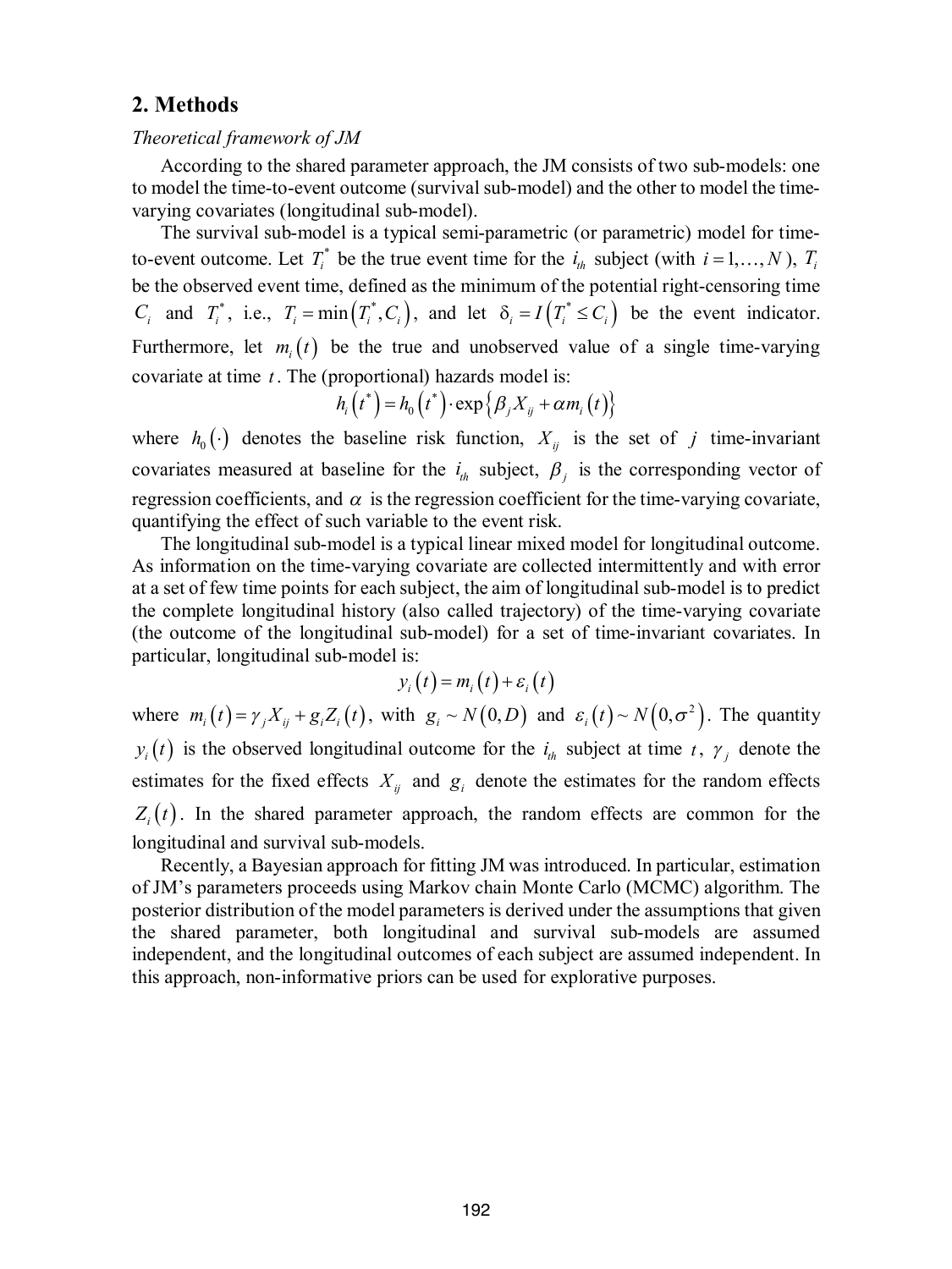## 2. Methods

*Theoretical framework of JM*

According to the shared parameter approach, the JM consists of two sub-models: one to model the time-to-event outcome (survival sub-model) and the other to model the time-varying covariates (longitudinal sub-model).

The survival sub-model is a typical semi-parametric (or parametric) model for time-to-event outcome. Let $T_i^*$ be the true event time for the $i_{th}$ subject (with $i = 1, \ldots, N$), $T_i$ be the observed event time, defined as the minimum of the potential right-censoring time $C_i$ and $T_i^*$, i.e., $T_i = \min\left(T_i^*, C_i\right)$, and let $\delta_i = I\left(T_i^* \leq C_i\right)$ be the event indicator. Furthermore, let $m_i(t)$ be the true and unobserved value of a single time-varying covariate at time $t$. The (proportional) hazards model is:

$$h_i\left(t^*\right) = h_0\left(t^*\right) \cdot \exp\left\{\beta_j X_{ij} + \alpha m_i(t)\right\}$$

where $h_0(\cdot)$ denotes the baseline risk function, $X_{ij}$ is the set of $j$ time-invariant covariates measured at baseline for the $i_{th}$ subject, $\beta_j$ is the corresponding vector of regression coefficients, and $\alpha$ is the regression coefficient for the time-varying covariate, quantifying the effect of such variable to the event risk.

The longitudinal sub-model is a typical linear mixed model for longitudinal outcome. As information on the time-varying covariate are collected intermittently and with error at a set of few time points for each subject, the aim of longitudinal sub-model is to predict the complete longitudinal history (also called trajectory) of the time-varying covariate (the outcome of the longitudinal sub-model) for a set of time-invariant covariates. In particular, longitudinal sub-model is:

$$y_i(t) = m_i(t) + \varepsilon_i(t)$$

where $m_i(t) = \gamma_j X_{ij} + g_i Z_i(t)$, with $g_i \sim N(0, D)$ and $\varepsilon_i(t) \sim N\left(0, \sigma^2\right)$. The quantity $y_i(t)$ is the observed longitudinal outcome for the $i_{th}$ subject at time $t$, $\gamma_j$ denote the estimates for the fixed effects $X_{ij}$ and $g_i$ denote the estimates for the random effects $Z_i(t)$. In the shared parameter approach, the random effects are common for the longitudinal and survival sub-models.

Recently, a Bayesian approach for fitting JM was introduced. In particular, estimation of JM's parameters proceeds using Markov chain Monte Carlo (MCMC) algorithm. The posterior distribution of the model parameters is derived under the assumptions that given the shared parameter, both longitudinal and survival sub-models are assumed independent, and the longitudinal outcomes of each subject are assumed independent. In this approach, non-informative priors can be used for explorative purposes.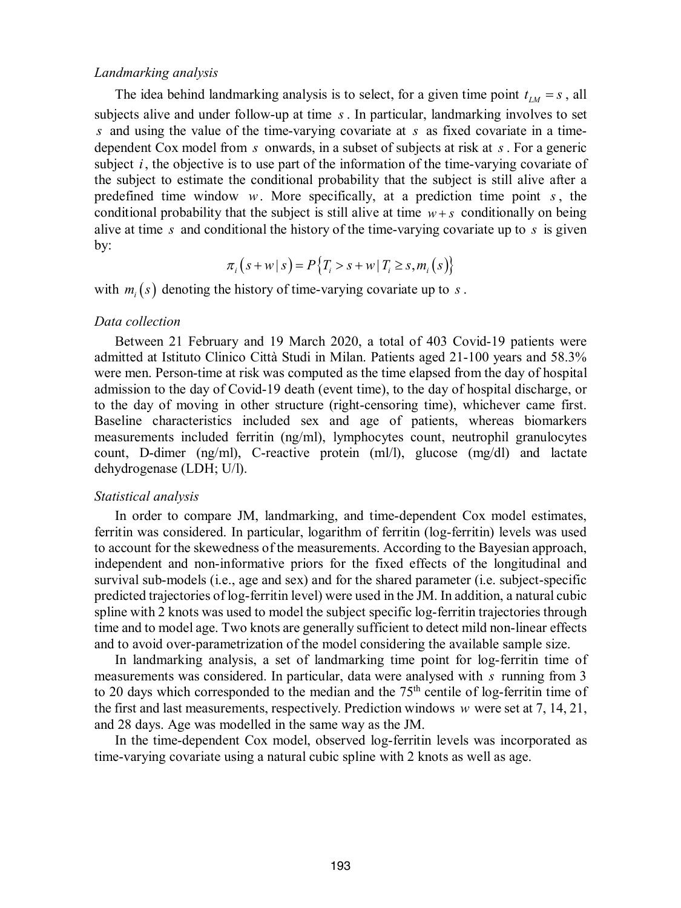*Landmarking analysis*

The idea behind landmarking analysis is to select, for a given time point $t_{LM} = s$, all subjects alive and under follow-up at time $s$. In particular, landmarking involves to set $s$ and using the value of the time-varying covariate at $s$ as fixed covariate in a time-dependent Cox model from $s$ onwards, in a subset of subjects at risk at $s$. For a generic subject $i$, the objective is to use part of the information of the time-varying covariate of the subject to estimate the conditional probability that the subject is still alive after a predefined time window $w$. More specifically, at a prediction time point $s$, the conditional probability that the subject is still alive at time $w+s$ conditionally on being alive at time $s$ and conditional the history of the time-varying covariate up to $s$ is given by:

$$\pi_i(s+w \mid s) = P\{T_i > s+w \mid T_i \geq s, m_i(s)\}$$

with $m_i(s)$ denoting the history of time-varying covariate up to $s$.

*Data collection*

Between 21 February and 19 March 2020, a total of 403 Covid-19 patients were admitted at Istituto Clinico Città Studi in Milan. Patients aged 21-100 years and 58.3% were men. Person-time at risk was computed as the time elapsed from the day of hospital admission to the day of Covid-19 death (event time), to the day of hospital discharge, or to the day of moving in other structure (right-censoring time), whichever came first. Baseline characteristics included sex and age of patients, whereas biomarkers measurements included ferritin (ng/ml), lymphocytes count, neutrophil granulocytes count, D-dimer (ng/ml), C-reactive protein (ml/l), glucose (mg/dl) and lactate dehydrogenase (LDH; U/l).

*Statistical analysis*

In order to compare JM, landmarking, and time-dependent Cox model estimates, ferritin was considered. In particular, logarithm of ferritin (log-ferritin) levels was used to account for the skewedness of the measurements. According to the Bayesian approach, independent and non-informative priors for the fixed effects of the longitudinal and survival sub-models (i.e., age and sex) and for the shared parameter (i.e. subject-specific predicted trajectories of log-ferritin level) were used in the JM. In addition, a natural cubic spline with 2 knots was used to model the subject specific log-ferritin trajectories through time and to model age. Two knots are generally sufficient to detect mild non-linear effects and to avoid over-parametrization of the model considering the available sample size.

In landmarking analysis, a set of landmarking time point for log-ferritin time of measurements was considered. In particular, data were analysed with $s$ running from 3 to 20 days which corresponded to the median and the 75$^{th}$ centile of log-ferritin time of the first and last measurements, respectively. Prediction windows $w$ were set at 7, 14, 21, and 28 days. Age was modelled in the same way as the JM.

In the time-dependent Cox model, observed log-ferritin levels was incorporated as time-varying covariate using a natural cubic spline with 2 knots as well as age.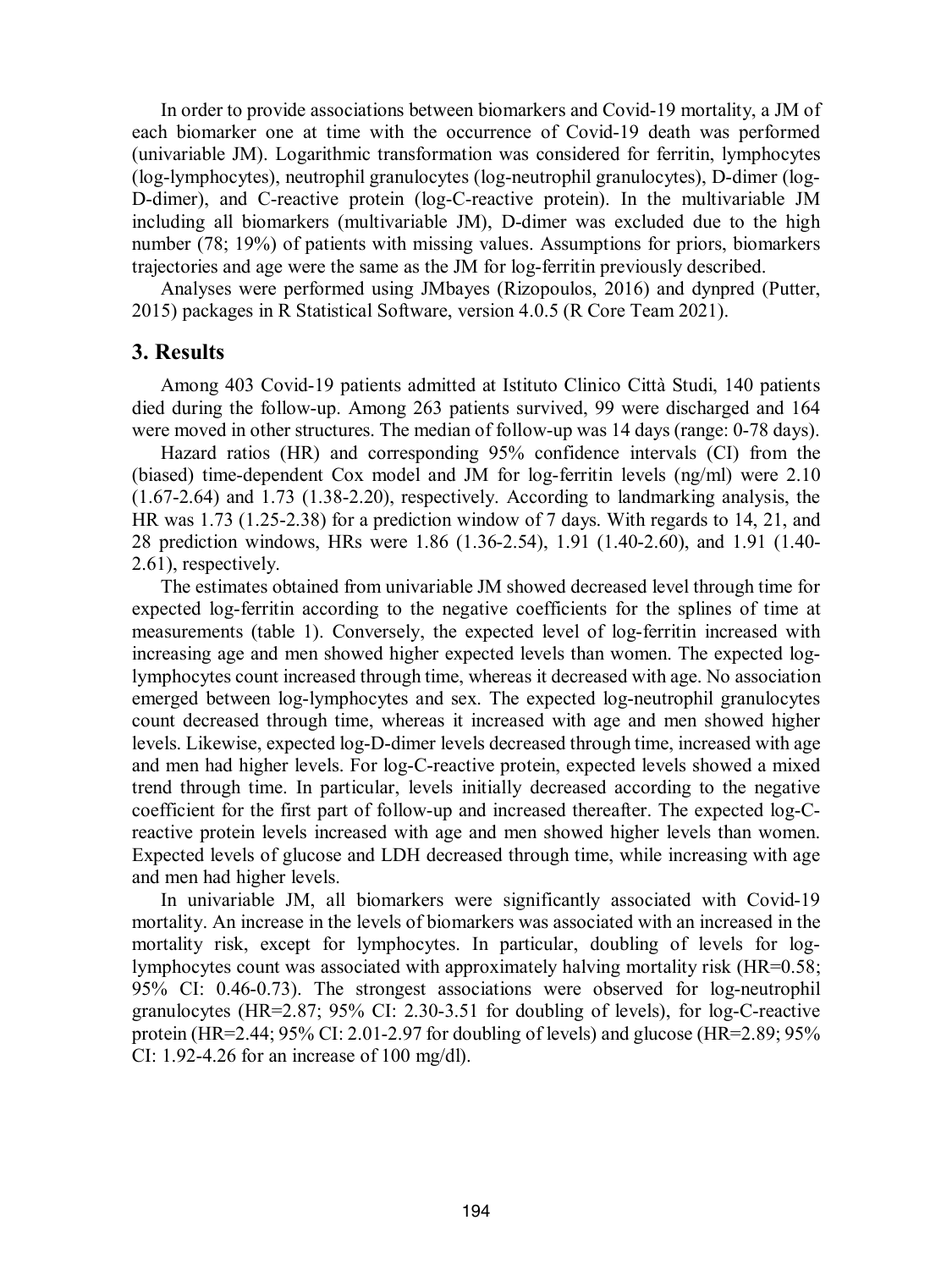In order to provide associations between biomarkers and Covid-19 mortality, a JM of each biomarker one at time with the occurrence of Covid-19 death was performed (univariable JM). Logarithmic transformation was considered for ferritin, lymphocytes (log-lymphocytes), neutrophil granulocytes (log-neutrophil granulocytes), D-dimer (log-D-dimer), and C-reactive protein (log-C-reactive protein). In the multivariable JM including all biomarkers (multivariable JM), D-dimer was excluded due to the high number (78; 19%) of patients with missing values. Assumptions for priors, biomarkers trajectories and age were the same as the JM for log-ferritin previously described.

Analyses were performed using JMbayes (Rizopoulos, 2016) and dynpred (Putter, 2015) packages in R Statistical Software, version 4.0.5 (R Core Team 2021).

## 3. Results

Among 403 Covid-19 patients admitted at Istituto Clinico Città Studi, 140 patients died during the follow-up. Among 263 patients survived, 99 were discharged and 164 were moved in other structures. The median of follow-up was 14 days (range: 0-78 days).

Hazard ratios (HR) and corresponding 95% confidence intervals (CI) from the (biased) time-dependent Cox model and JM for log-ferritin levels (ng/ml) were 2.10 (1.67-2.64) and 1.73 (1.38-2.20), respectively. According to landmarking analysis, the HR was 1.73 (1.25-2.38) for a prediction window of 7 days. With regards to 14, 21, and 28 prediction windows, HRs were 1.86 (1.36-2.54), 1.91 (1.40-2.60), and 1.91 (1.40-2.61), respectively.

The estimates obtained from univariable JM showed decreased level through time for expected log-ferritin according to the negative coefficients for the splines of time at measurements (table 1). Conversely, the expected level of log-ferritin increased with increasing age and men showed higher expected levels than women. The expected log-lymphocytes count increased through time, whereas it decreased with age. No association emerged between log-lymphocytes and sex. The expected log-neutrophil granulocytes count decreased through time, whereas it increased with age and men showed higher levels. Likewise, expected log-D-dimer levels decreased through time, increased with age and men had higher levels. For log-C-reactive protein, expected levels showed a mixed trend through time. In particular, levels initially decreased according to the negative coefficient for the first part of follow-up and increased thereafter. The expected log-C-reactive protein levels increased with age and men showed higher levels than women. Expected levels of glucose and LDH decreased through time, while increasing with age and men had higher levels.

In univariable JM, all biomarkers were significantly associated with Covid-19 mortality. An increase in the levels of biomarkers was associated with an increased in the mortality risk, except for lymphocytes. In particular, doubling of levels for log-lymphocytes count was associated with approximately halving mortality risk (HR=0.58; 95% CI: 0.46-0.73). The strongest associations were observed for log-neutrophil granulocytes (HR=2.87; 95% CI: 2.30-3.51 for doubling of levels), for log-C-reactive protein (HR=2.44; 95% CI: 2.01-2.97 for doubling of levels) and glucose (HR=2.89; 95% CI: 1.92-4.26 for an increase of 100 mg/dl).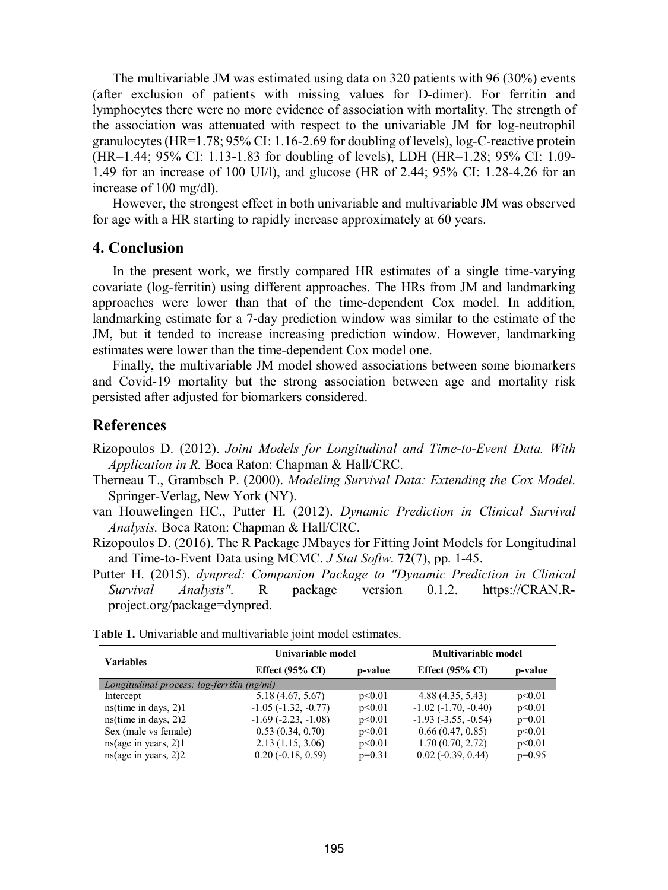The multivariable JM was estimated using data on 320 patients with 96 (30%) events (after exclusion of patients with missing values for D-dimer). For ferritin and lymphocytes there were no more evidence of association with mortality. The strength of the association was attenuated with respect to the univariable JM for log-neutrophil granulocytes (HR=1.78; 95% CI: 1.16-2.69 for doubling of levels), log-C-reactive protein (HR=1.44; 95% CI: 1.13-1.83 for doubling of levels), LDH (HR=1.28; 95% CI: 1.09-1.49 for an increase of 100 UI/l), and glucose (HR of 2.44; 95% CI: 1.28-4.26 for an increase of 100 mg/dl).

However, the strongest effect in both univariable and multivariable JM was observed for age with a HR starting to rapidly increase approximately at 60 years.

## 4. Conclusion

In the present work, we firstly compared HR estimates of a single time-varying covariate (log-ferritin) using different approaches. The HRs from JM and landmarking approaches were lower than that of the time-dependent Cox model. In addition, landmarking estimate for a 7-day prediction window was similar to the estimate of the JM, but it tended to increase increasing prediction window. However, landmarking estimates were lower than the time-dependent Cox model one.

Finally, the multivariable JM model showed associations between some biomarkers and Covid-19 mortality but the strong association between age and mortality risk persisted after adjusted for biomarkers considered.

## References

Rizopoulos D. (2012). *Joint Models for Longitudinal and Time-to-Event Data. With Application in R.* Boca Raton: Chapman & Hall/CRC.

Therneau T., Grambsch P. (2000). *Modeling Survival Data: Extending the Cox Model.* Springer-Verlag, New York (NY).

van Houwelingen HC., Putter H. (2012). *Dynamic Prediction in Clinical Survival Analysis.* Boca Raton: Chapman & Hall/CRC.

Rizopoulos D. (2016). The R Package JMbayes for Fitting Joint Models for Longitudinal and Time-to-Event Data using MCMC. *J Stat Softw*. **72**(7), pp. 1-45.

Putter H. (2015). *dynpred: Companion Package to "Dynamic Prediction in Clinical Survival Analysis".* R package version 0.1.2. https://CRAN.R-project.org/package=dynpred.

**Table 1.** Univariable and multivariable joint model estimates.

| Variables | Univariable model | | Multivariable model | |
|---|---|---|---|---|
| | **Effect (95% CI)** | **p-value** | **Effect (95% CI)** | **p-value** |
| *Longitudinal process: log-ferritin (ng/ml)* | | | | |
| Intercept | 5.18 (4.67, 5.67) | p<0.01 | 4.88 (4.35, 5.43) | p<0.01 |
| ns(time in days, 2)1 | -1.05 (-1.32, -0.77) | p<0.01 | -1.02 (-1.70, -0.40) | p<0.01 |
| ns(time in days, 2)2 | -1.69 (-2.23, -1.08) | p<0.01 | -1.93 (-3.55, -0.54) | p=0.01 |
| Sex (male vs female) | 0.53 (0.34, 0.70) | p<0.01 | 0.66 (0.47, 0.85) | p<0.01 |
| ns(age in years, 2)1 | 2.13 (1.15, 3.06) | p<0.01 | 1.70 (0.70, 2.72) | p<0.01 |
| ns(age in years, 2)2 | 0.20 (-0.18, 0.59) | p=0.31 | 0.02 (-0.39, 0.44) | p=0.95 |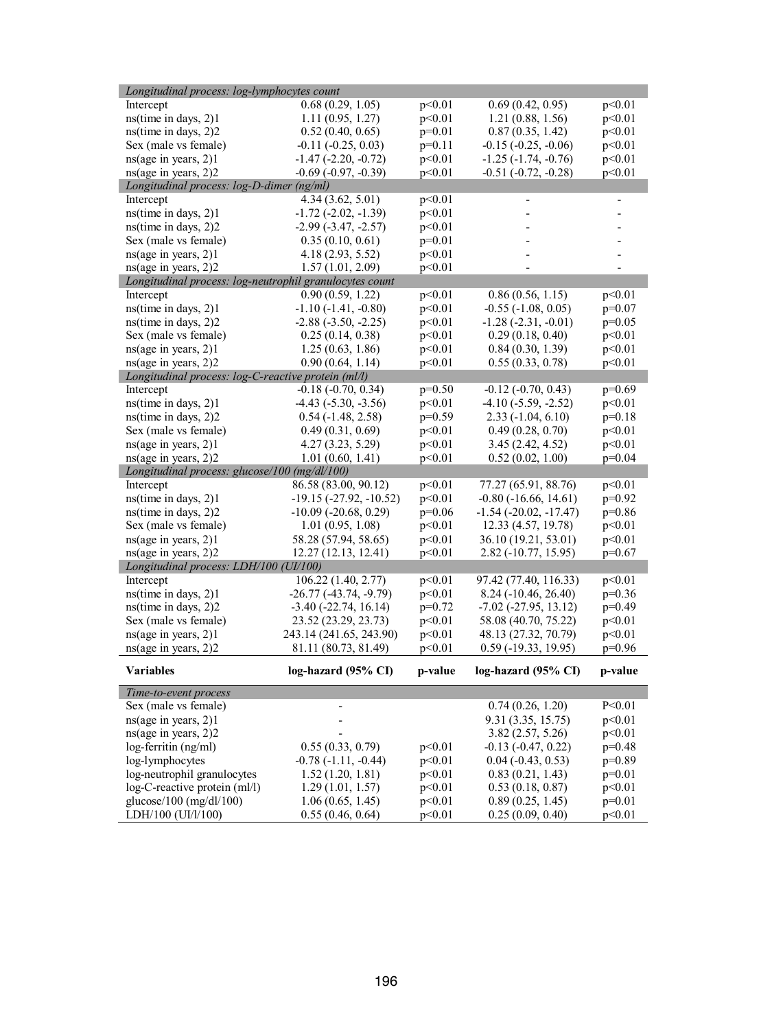| | | | | |
|---|---|---|---|---|
| *Longitudinal process: log-lymphocytes count* | | | | |
| Intercept | 0.68 (0.29, 1.05) | p<0.01 | 0.69 (0.42, 0.95) | p<0.01 |
| ns(time in days, 2)1 | 1.11 (0.95, 1.27) | p<0.01 | 1.21 (0.88, 1.56) | p<0.01 |
| ns(time in days, 2)2 | 0.52 (0.40, 0.65) | p=0.01 | 0.87 (0.35, 1.42) | p<0.01 |
| Sex (male vs female) | -0.11 (-0.25, 0.03) | p=0.11 | -0.15 (-0.25, -0.06) | p<0.01 |
| ns(age in years, 2)1 | -1.47 (-2.20, -0.72) | p<0.01 | -1.25 (-1.74, -0.76) | p<0.01 |
| ns(age in years, 2)2 | -0.69 (-0.97, -0.39) | p<0.01 | -0.51 (-0.72, -0.28) | p<0.01 |
| *Longitudinal process: log-D-dimer (ng/ml)* | | | | |
| Intercept | 4.34 (3.62, 5.01) | p<0.01 | - | - |
| ns(time in days, 2)1 | -1.72 (-2.02, -1.39) | p<0.01 | - | - |
| ns(time in days, 2)2 | -2.99 (-3.47, -2.57) | p<0.01 | - | - |
| Sex (male vs female) | 0.35 (0.10, 0.61) | p=0.01 | - | - |
| ns(age in years, 2)1 | 4.18 (2.93, 5.52) | p<0.01 | - | - |
| ns(age in years, 2)2 | 1.57 (1.01, 2.09) | p<0.01 | - | - |
| *Longitudinal process: log-neutrophil granulocytes count* | | | | |
| Intercept | 0.90 (0.59, 1.22) | p<0.01 | 0.86 (0.56, 1.15) | p<0.01 |
| ns(time in days, 2)1 | -1.10 (-1.41, -0.80) | p<0.01 | -0.55 (-1.08, 0.05) | p=0.07 |
| ns(time in days, 2)2 | -2.88 (-3.50, -2.25) | p<0.01 | -1.28 (-2.31, -0.01) | p=0.05 |
| Sex (male vs female) | 0.25 (0.14, 0.38) | p<0.01 | 0.29 (0.18, 0.40) | p<0.01 |
| ns(age in years, 2)1 | 1.25 (0.63, 1.86) | p<0.01 | 0.84 (0.30, 1.39) | p<0.01 |
| ns(age in years, 2)2 | 0.90 (0.64, 1.14) | p<0.01 | 0.55 (0.33, 0.78) | p<0.01 |
| *Longitudinal process: log-C-reactive protein (ml/l)* | | | | |
| Intercept | -0.18 (-0.70, 0.34) | p=0.50 | -0.12 (-0.70, 0.43) | p=0.69 |
| ns(time in days, 2)1 | -4.43 (-5.30, -3.56) | p<0.01 | -4.10 (-5.59, -2.52) | p<0.01 |
| ns(time in days, 2)2 | 0.54 (-1.48, 2.58) | p=0.59 | 2.33 (-1.04, 6.10) | p=0.18 |
| Sex (male vs female) | 0.49 (0.31, 0.69) | p<0.01 | 0.49 (0.28, 0.70) | p<0.01 |
| ns(age in years, 2)1 | 4.27 (3.23, 5.29) | p<0.01 | 3.45 (2.42, 4.52) | p<0.01 |
| ns(age in years, 2)2 | 1.01 (0.60, 1.41) | p<0.01 | 0.52 (0.02, 1.00) | p=0.04 |
| *Longitudinal process: glucose/100 (mg/dl/100)* | | | | |
| Intercept | 86.58 (83.00, 90.12) | p<0.01 | 77.27 (65.91, 88.76) | p<0.01 |
| ns(time in days, 2)1 | -19.15 (-27.92, -10.52) | p<0.01 | -0.80 (-16.66, 14.61) | p=0.92 |
| ns(time in days, 2)2 | -10.09 (-20.68, 0.29) | p=0.06 | -1.54 (-20.02, -17.47) | p=0.86 |
| Sex (male vs female) | 1.01 (0.95, 1.08) | p<0.01 | 12.33 (4.57, 19.78) | p<0.01 |
| ns(age in years, 2)1 | 58.28 (57.94, 58.65) | p<0.01 | 36.10 (19.21, 53.01) | p<0.01 |
| ns(age in years, 2)2 | 12.27 (12.13, 12.41) | p<0.01 | 2.82 (-10.77, 15.95) | p=0.67 |
| *Longitudinal process: LDH/100 (UI/100)* | | | | |
| Intercept | 106.22 (1.40, 2.77) | p<0.01 | 97.42 (77.40, 116.33) | p<0.01 |
| ns(time in days, 2)1 | -26.77 (-43.74, -9.79) | p<0.01 | 8.24 (-10.46, 26.40) | p=0.36 |
| ns(time in days, 2)2 | -3.40 (-22.74, 16.14) | p=0.72 | -7.02 (-27.95, 13.12) | p=0.49 |
| Sex (male vs female) | 23.52 (23.29, 23.73) | p<0.01 | 58.08 (40.70, 75.22) | p<0.01 |
| ns(age in years, 2)1 | 243.14 (241.65, 243.90) | p<0.01 | 48.13 (27.32, 70.79) | p<0.01 |
| ns(age in years, 2)2 | 81.11 (80.73, 81.49) | p<0.01 | 0.59 (-19.33, 19.95) | p=0.96 |
| **Variables** | **log-hazard (95% CI)** | **p-value** | **log-hazard (95% CI)** | **p-value** |
| *Time-to-event process* | | | | |
| Sex (male vs female) | - | | 0.74 (0.26, 1.20) | P<0.01 |
| ns(age in years, 2)1 | - | | 9.31 (3.35, 15.75) | p<0.01 |
| ns(age in years, 2)2 | - | | 3.82 (2.57, 5.26) | p<0.01 |
| log-ferritin (ng/ml) | 0.55 (0.33, 0.79) | p<0.01 | -0.13 (-0.47, 0.22) | p=0.48 |
| log-lymphocytes | -0.78 (-1.11, -0.44) | p<0.01 | 0.04 (-0.43, 0.53) | p=0.89 |
| log-neutrophil granulocytes | 1.52 (1.20, 1.81) | p<0.01 | 0.83 (0.21, 1.43) | p=0.01 |
| log-C-reactive protein (ml/l) | 1.29 (1.01, 1.57) | p<0.01 | 0.53 (0.18, 0.87) | p<0.01 |
| glucose/100 (mg/dl/100) | 1.06 (0.65, 1.45) | p<0.01 | 0.89 (0.25, 1.45) | p=0.01 |
| LDH/100 (UI/l/100) | 0.55 (0.46, 0.64) | p<0.01 | 0.25 (0.09, 0.40) | p<0.01 |